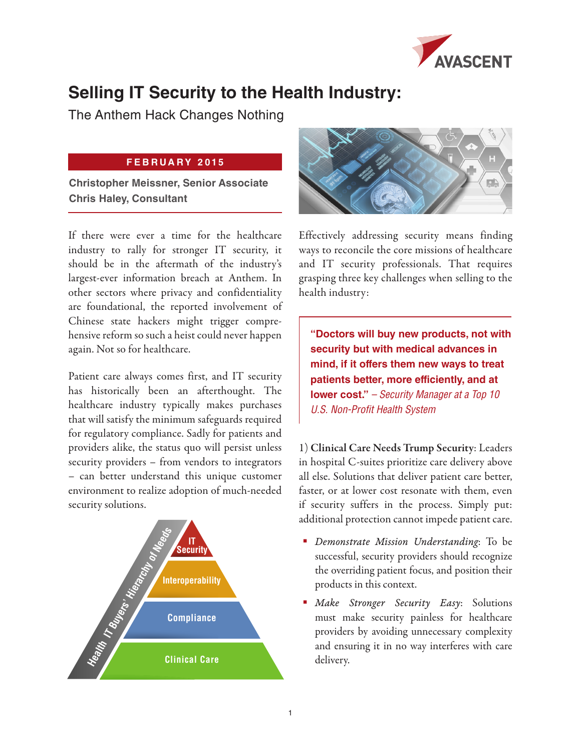# Selling IT Security to the Health Industry:

## The Anthem Hack Changes Nothing

**FEBRUARY 2015**

**Christopher Meissner, Senior Associate**
**Chris Haley, Consultant**

If there were ever a time for the healthcare industry to rally for stronger IT security, it should be in the aftermath of the industry's largest-ever information breach at Anthem. In other sectors where privacy and confidentiality are foundational, the reported involvement of Chinese state hackers might trigger comprehensive reform so such a heist could never happen again. Not so for healthcare.

Patient care always comes first, and IT security has historically been an afterthought. The healthcare industry typically makes purchases that will satisfy the minimum safeguards required for regulatory compliance. Sadly for patients and providers alike, the status quo will persist unless security providers – from vendors to integrators – can better understand this unique customer environment to realize adoption of much-needed security solutions.

Health IT Buyers' Hierarchy of Needs:
- IT Security
- Interoperability
- Compliance
- Clinical Care

Effectively addressing security means finding ways to reconcile the core missions of healthcare and IT security professionals. That requires grasping three key challenges when selling to the health industry:

> **"Doctors will buy new products, not with security but with medical advances in mind, if it offers them new ways to treat patients better, more efficiently, and at lower cost."** *– Security Manager at a Top 10 U.S. Non-Profit Health System*

1) **Clinical Care Needs Trump Security**: Leaders in hospital C-suites prioritize care delivery above all else. Solutions that deliver patient care better, faster, or at lower cost resonate with them, even if security suffers in the process. Simply put: additional protection cannot impede patient care.

- *Demonstrate Mission Understanding*: To be successful, security providers should recognize the overriding patient focus, and position their products in this context.
- *Make Stronger Security Easy*: Solutions must make security painless for healthcare providers by avoiding unnecessary complexity and ensuring it in no way interferes with care delivery.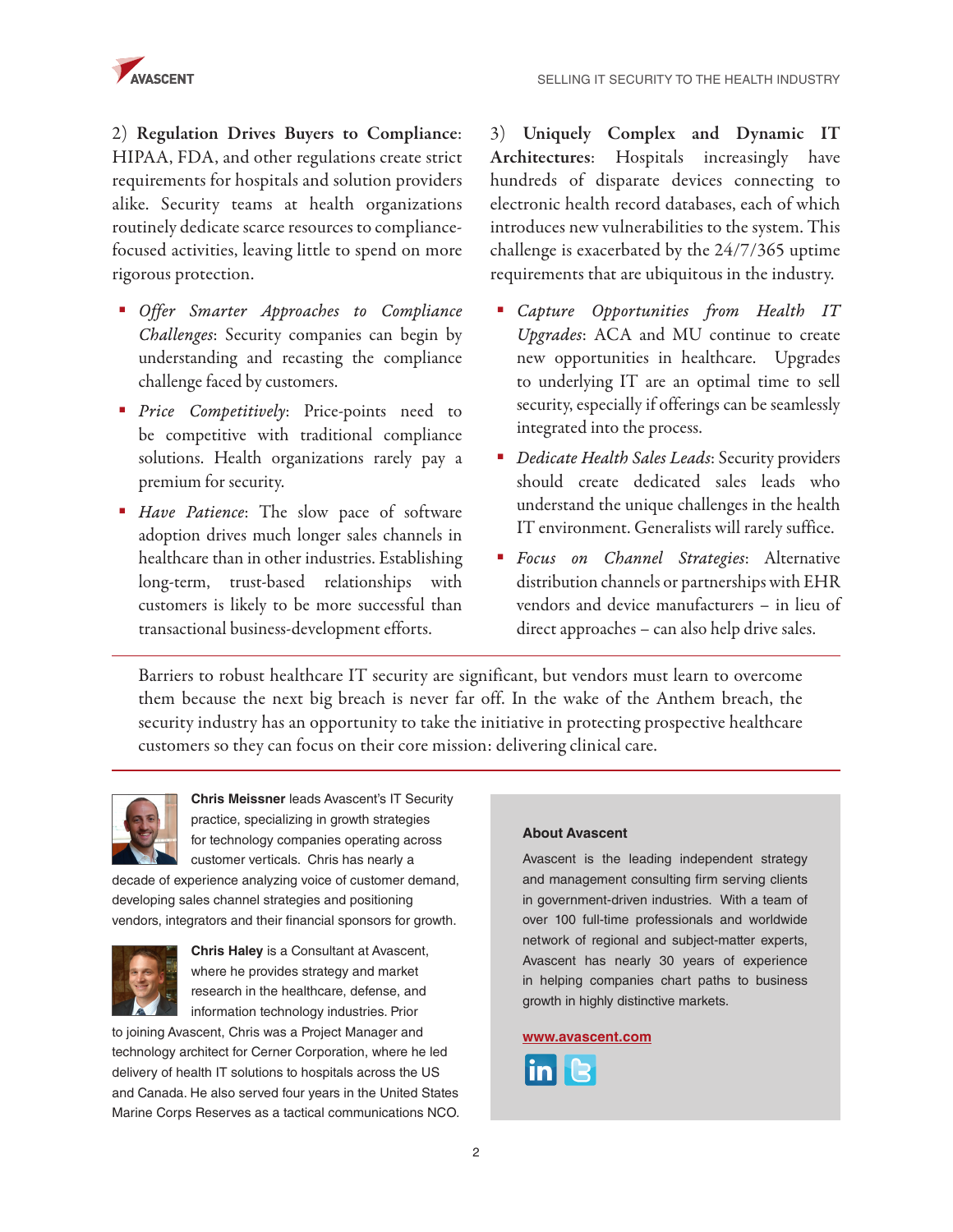2) **Regulation Drives Buyers to Compliance**: HIPAA, FDA, and other regulations create strict requirements for hospitals and solution providers alike. Security teams at health organizations routinely dedicate scarce resources to compliance-focused activities, leaving little to spend on more rigorous protection.

- *Offer Smarter Approaches to Compliance Challenges*: Security companies can begin by understanding and recasting the compliance challenge faced by customers.
- *Price Competitively*: Price-points need to be competitive with traditional compliance solutions. Health organizations rarely pay a premium for security.
- *Have Patience*: The slow pace of software adoption drives much longer sales channels in healthcare than in other industries. Establishing long-term, trust-based relationships with customers is likely to be more successful than transactional business-development efforts.

3) **Uniquely Complex and Dynamic IT Architectures**: Hospitals increasingly have hundreds of disparate devices connecting to electronic health record databases, each of which introduces new vulnerabilities to the system. This challenge is exacerbated by the 24/7/365 uptime requirements that are ubiquitous in the industry.

- *Capture Opportunities from Health IT Upgrades*: ACA and MU continue to create new opportunities in healthcare. Upgrades to underlying IT are an optimal time to sell security, especially if offerings can be seamlessly integrated into the process.
- *Dedicate Health Sales Leads*: Security providers should create dedicated sales leads who understand the unique challenges in the health IT environment. Generalists will rarely suffice.
- *Focus on Channel Strategies*: Alternative distribution channels or partnerships with EHR vendors and device manufacturers – in lieu of direct approaches – can also help drive sales.

---

Barriers to robust healthcare IT security are significant, but vendors must learn to overcome them because the next big breach is never far off. In the wake of the Anthem breach, the security industry has an opportunity to take the initiative in protecting prospective healthcare customers so they can focus on their core mission: delivering clinical care.

---

**Chris Meissner** leads Avascent's IT Security practice, specializing in growth strategies for technology companies operating across customer verticals. Chris has nearly a decade of experience analyzing voice of customer demand, developing sales channel strategies and positioning vendors, integrators and their financial sponsors for growth.

**Chris Haley** is a Consultant at Avascent, where he provides strategy and market research in the healthcare, defense, and information technology industries. Prior to joining Avascent, Chris was a Project Manager and technology architect for Cerner Corporation, where he led delivery of health IT solutions to hospitals across the US and Canada. He also served four years in the United States Marine Corps Reserves as a tactical communications NCO.

**About Avascent**

Avascent is the leading independent strategy and management consulting firm serving clients in government-driven industries. With a team of over 100 full-time professionals and worldwide network of regional and subject-matter experts, Avascent has nearly 30 years of experience in helping companies chart paths to business growth in highly distinctive markets.

www.avascent.com